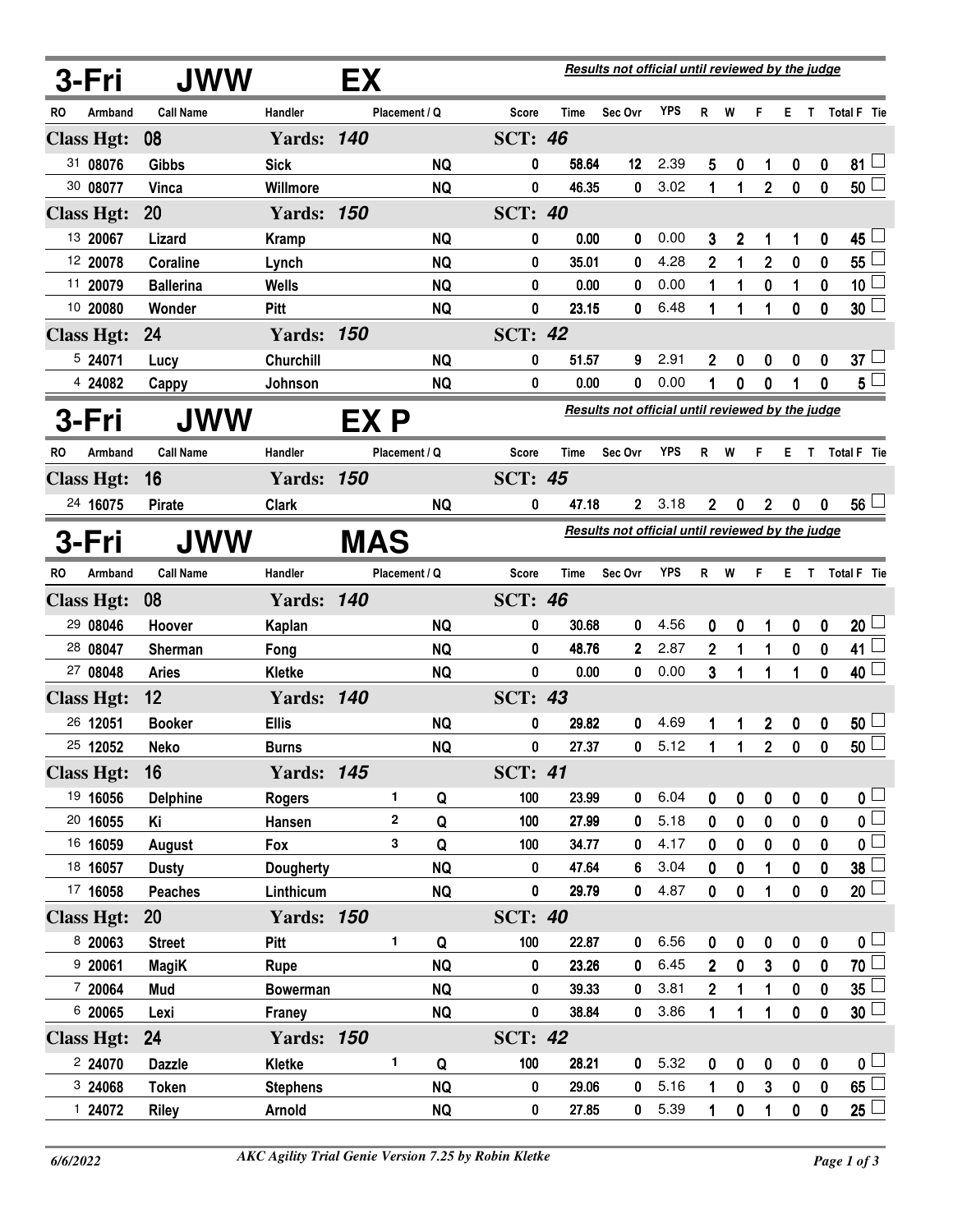## 3-Fri JWW EX

*Results not official until reviewed by the judge*

| RO | Armband | Call Name | Handler | Placement / Q | | Score | Time | Sec Ovr | YPS | R | W | F | E | T | Total F | Tie |
|---|---|---|---|---|---|---|---|---|---|---|---|---|---|---|---|---|
| **Class Hgt:** | **08** | | **Yards: 140** | | | **SCT: 46** | | | | | | | | | | |
| 31 | 08076 | Gibbs | Sick | | NQ | 0 | 58.64 | 12 | 2.39 | 5 | 0 | 1 | 0 | 0 | 81 | ☐ |
| 30 | 08077 | Vinca | Willmore | | NQ | 0 | 46.35 | 0 | 3.02 | 1 | 1 | 2 | 0 | 0 | 50 | ☐ |
| **Class Hgt:** | **20** | | **Yards: 150** | | | **SCT: 40** | | | | | | | | | | |
| 13 | 20067 | Lizard | Kramp | | NQ | 0 | 0.00 | 0 | 0.00 | 3 | 2 | 1 | 1 | 0 | 45 | ☐ |
| 12 | 20078 | Coraline | Lynch | | NQ | 0 | 35.01 | 0 | 4.28 | 2 | 1 | 2 | 0 | 0 | 55 | ☐ |
| 11 | 20079 | Ballerina | Wells | | NQ | 0 | 0.00 | 0 | 0.00 | 1 | 1 | 0 | 1 | 0 | 10 | ☐ |
| 10 | 20080 | Wonder | Pitt | | NQ | 0 | 23.15 | 0 | 6.48 | 1 | 1 | 1 | 0 | 0 | 30 | ☐ |
| **Class Hgt:** | **24** | | **Yards: 150** | | | **SCT: 42** | | | | | | | | | | |
| 5 | 24071 | Lucy | Churchill | | NQ | 0 | 51.57 | 9 | 2.91 | 2 | 0 | 0 | 0 | 0 | 37 | ☐ |
| 4 | 24082 | Cappy | Johnson | | NQ | 0 | 0.00 | 0 | 0.00 | 1 | 0 | 0 | 1 | 0 | 5 | ☐ |

## 3-Fri JWW EX P

*Results not official until reviewed by the judge*

| RO | Armband | Call Name | Handler | Placement / Q | | Score | Time | Sec Ovr | YPS | R | W | F | E | T | Total F | Tie |
|---|---|---|---|---|---|---|---|---|---|---|---|---|---|---|---|---|
| **Class Hgt:** | **16** | | **Yards: 150** | | | **SCT: 45** | | | | | | | | | | |
| 24 | 16075 | Pirate | Clark | | NQ | 0 | 47.18 | 2 | 3.18 | 2 | 0 | 2 | 0 | 0 | 56 | ☐ |

## 3-Fri JWW MAS

*Results not official until reviewed by the judge*

| RO | Armband | Call Name | Handler | Placement / Q | | Score | Time | Sec Ovr | YPS | R | W | F | E | T | Total F | Tie |
|---|---|---|---|---|---|---|---|---|---|---|---|---|---|---|---|---|
| **Class Hgt:** | **08** | | **Yards: 140** | | | **SCT: 46** | | | | | | | | | | |
| 29 | 08046 | Hoover | Kaplan | | NQ | 0 | 30.68 | 0 | 4.56 | 0 | 0 | 1 | 0 | 0 | 20 | ☐ |
| 28 | 08047 | Sherman | Fong | | NQ | 0 | 48.76 | 2 | 2.87 | 2 | 1 | 1 | 0 | 0 | 41 | ☐ |
| 27 | 08048 | Aries | Kletke | | NQ | 0 | 0.00 | 0 | 0.00 | 3 | 1 | 1 | 1 | 0 | 40 | ☐ |
| **Class Hgt:** | **12** | | **Yards: 140** | | | **SCT: 43** | | | | | | | | | | |
| 26 | 12051 | Booker | Ellis | | NQ | 0 | 29.82 | 0 | 4.69 | 1 | 1 | 2 | 0 | 0 | 50 | ☐ |
| 25 | 12052 | Neko | Burns | | NQ | 0 | 27.37 | 0 | 5.12 | 1 | 1 | 2 | 0 | 0 | 50 | ☐ |
| **Class Hgt:** | **16** | | **Yards: 145** | | | **SCT: 41** | | | | | | | | | | |
| 19 | 16056 | Delphine | Rogers | 1 | Q | 100 | 23.99 | 0 | 6.04 | 0 | 0 | 0 | 0 | 0 | 0 | ☐ |
| 20 | 16055 | Ki | Hansen | 2 | Q | 100 | 27.99 | 0 | 5.18 | 0 | 0 | 0 | 0 | 0 | 0 | ☐ |
| 16 | 16059 | August | Fox | 3 | Q | 100 | 34.77 | 0 | 4.17 | 0 | 0 | 0 | 0 | 0 | 0 | ☐ |
| 18 | 16057 | Dusty | Dougherty | | NQ | 0 | 47.64 | 6 | 3.04 | 0 | 0 | 1 | 0 | 0 | 38 | ☐ |
| 17 | 16058 | Peaches | Linthicum | | NQ | 0 | 29.79 | 0 | 4.87 | 0 | 0 | 1 | 0 | 0 | 20 | ☐ |
| **Class Hgt:** | **20** | | **Yards: 150** | | | **SCT: 40** | | | | | | | | | | |
| 8 | 20063 | Street | Pitt | 1 | Q | 100 | 22.87 | 0 | 6.56 | 0 | 0 | 0 | 0 | 0 | 0 | ☐ |
| 9 | 20061 | MagiK | Rupe | | NQ | 0 | 23.26 | 0 | 6.45 | 2 | 0 | 3 | 0 | 0 | 70 | ☐ |
| 7 | 20064 | Mud | Bowerman | | NQ | 0 | 39.33 | 0 | 3.81 | 2 | 1 | 1 | 0 | 0 | 35 | ☐ |
| 6 | 20065 | Lexi | Franey | | NQ | 0 | 38.84 | 0 | 3.86 | 1 | 1 | 1 | 0 | 0 | 30 | ☐ |
| **Class Hgt:** | **24** | | **Yards: 150** | | | **SCT: 42** | | | | | | | | | | |
| 2 | 24070 | Dazzle | Kletke | 1 | Q | 100 | 28.21 | 0 | 5.32 | 0 | 0 | 0 | 0 | 0 | 0 | ☐ |
| 3 | 24068 | Token | Stephens | | NQ | 0 | 29.06 | 0 | 5.16 | 1 | 0 | 3 | 0 | 0 | 65 | ☐ |
| 1 | 24072 | Riley | Arnold | | NQ | 0 | 27.85 | 0 | 5.39 | 1 | 0 | 1 | 0 | 0 | 25 | ☐ |

*6/6/2022* — *AKC Agility Trial Genie Version 7.25 by Robin Kletke*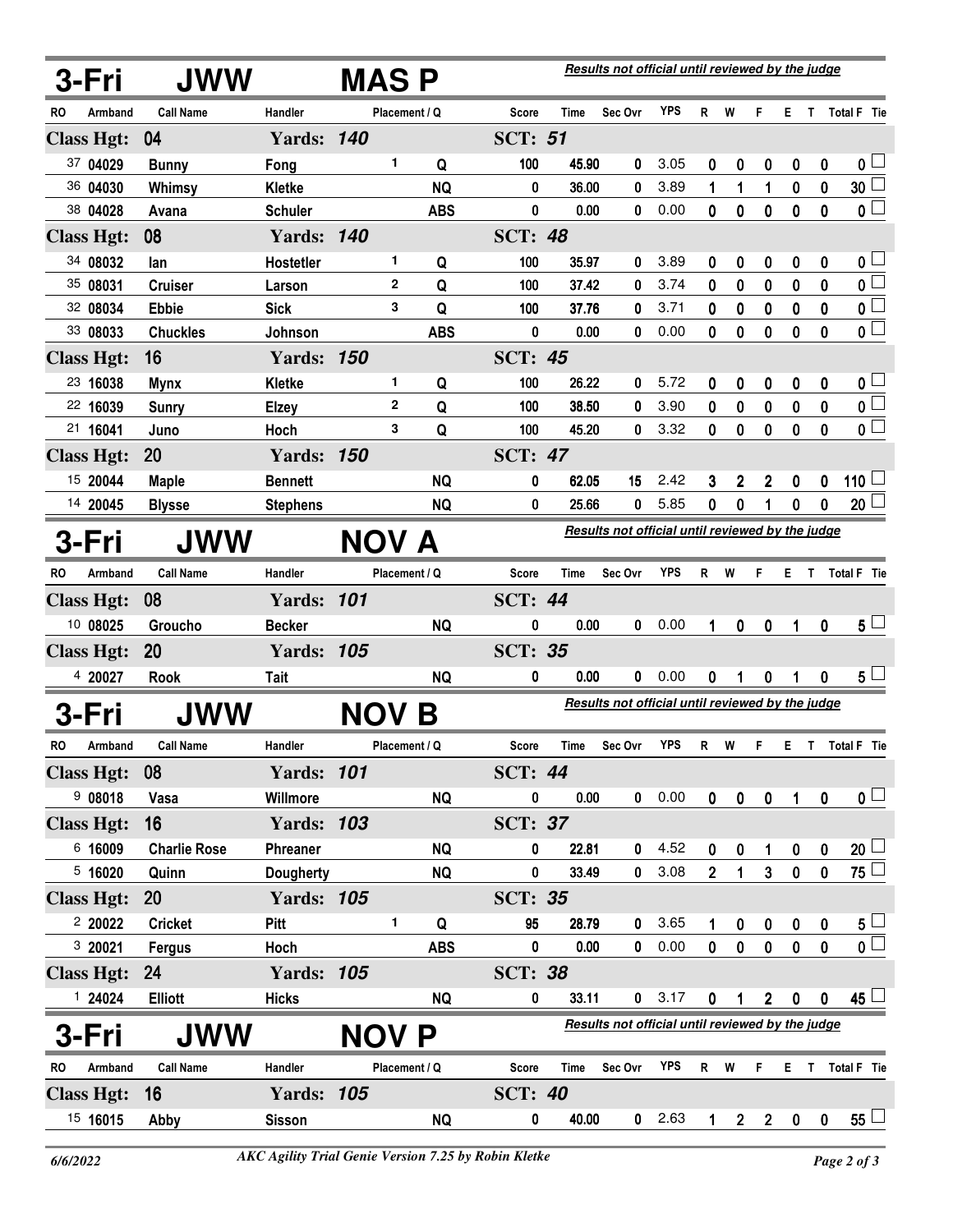## 3-Fri JWW MAS P

*Results not official until reviewed by the judge*

| RO | Armband | Call Name | Handler | Placement / Q | | Score | Time | Sec Ovr | YPS | R | W | F | E | T | Total F | Tie |
|---|---|---|---|---|---|---|---|---|---|---|---|---|---|---|---|---|
| **Class Hgt: 04** | | | **Yards: 140** | | | **SCT: 51** | | | | | | | | | | |
| 37 | 04029 | Bunny | Fong | 1 | Q | 100 | 45.90 | 0 | 3.05 | 0 | 0 | 0 | 0 | 0 | 0 | |
| 36 | 04030 | Whimsy | Kletke | | NQ | 0 | 36.00 | 0 | 3.89 | 1 | 1 | 1 | 0 | 0 | 30 | |
| 38 | 04028 | Avana | Schuler | | ABS | 0 | 0.00 | 0 | 0.00 | 0 | 0 | 0 | 0 | 0 | 0 | |
| **Class Hgt: 08** | | | **Yards: 140** | | | **SCT: 48** | | | | | | | | | | |
| 34 | 08032 | Ian | Hostetler | 1 | Q | 100 | 35.97 | 0 | 3.89 | 0 | 0 | 0 | 0 | 0 | 0 | |
| 35 | 08031 | Cruiser | Larson | 2 | Q | 100 | 37.42 | 0 | 3.74 | 0 | 0 | 0 | 0 | 0 | 0 | |
| 32 | 08034 | Ebbie | Sick | 3 | Q | 100 | 37.76 | 0 | 3.71 | 0 | 0 | 0 | 0 | 0 | 0 | |
| 33 | 08033 | Chuckles | Johnson | | ABS | 0 | 0.00 | 0 | 0.00 | 0 | 0 | 0 | 0 | 0 | 0 | |
| **Class Hgt: 16** | | | **Yards: 150** | | | **SCT: 45** | | | | | | | | | | |
| 23 | 16038 | Mynx | Kletke | 1 | Q | 100 | 26.22 | 0 | 5.72 | 0 | 0 | 0 | 0 | 0 | 0 | |
| 22 | 16039 | Sunry | Elzey | 2 | Q | 100 | 38.50 | 0 | 3.90 | 0 | 0 | 0 | 0 | 0 | 0 | |
| 21 | 16041 | Juno | Hoch | 3 | Q | 100 | 45.20 | 0 | 3.32 | 0 | 0 | 0 | 0 | 0 | 0 | |
| **Class Hgt: 20** | | | **Yards: 150** | | | **SCT: 47** | | | | | | | | | | |
| 15 | 20044 | Maple | Bennett | | NQ | 0 | 62.05 | 15 | 2.42 | 3 | 2 | 2 | 0 | 0 | 110 | |
| 14 | 20045 | Blysse | Stephens | | NQ | 0 | 25.66 | 0 | 5.85 | 0 | 0 | 1 | 0 | 0 | 20 | |

## 3-Fri JWW NOV A

*Results not official until reviewed by the judge*

| RO | Armband | Call Name | Handler | Placement / Q | | Score | Time | Sec Ovr | YPS | R | W | F | E | T | Total F | Tie |
|---|---|---|---|---|---|---|---|---|---|---|---|---|---|---|---|---|
| **Class Hgt: 08** | | | **Yards: 101** | | | **SCT: 44** | | | | | | | | | | |
| 10 | 08025 | Groucho | Becker | | NQ | 0 | 0.00 | 0 | 0.00 | 1 | 0 | 0 | 1 | 0 | 5 | |
| **Class Hgt: 20** | | | **Yards: 105** | | | **SCT: 35** | | | | | | | | | | |
| 4 | 20027 | Rook | Tait | | NQ | 0 | 0.00 | 0 | 0.00 | 0 | 1 | 0 | 1 | 0 | 5 | |

## 3-Fri JWW NOV B

*Results not official until reviewed by the judge*

| RO | Armband | Call Name | Handler | Placement / Q | | Score | Time | Sec Ovr | YPS | R | W | F | E | T | Total F | Tie |
|---|---|---|---|---|---|---|---|---|---|---|---|---|---|---|---|---|
| **Class Hgt: 08** | | | **Yards: 101** | | | **SCT: 44** | | | | | | | | | | |
| 9 | 08018 | Vasa | Willmore | | NQ | 0 | 0.00 | 0 | 0.00 | 0 | 0 | 0 | 1 | 0 | 0 | |
| **Class Hgt: 16** | | | **Yards: 103** | | | **SCT: 37** | | | | | | | | | | |
| 6 | 16009 | Charlie Rose | Phreaner | | NQ | 0 | 22.81 | 0 | 4.52 | 0 | 0 | 1 | 0 | 0 | 20 | |
| 5 | 16020 | Quinn | Dougherty | | NQ | 0 | 33.49 | 0 | 3.08 | 2 | 1 | 3 | 0 | 0 | 75 | |
| **Class Hgt: 20** | | | **Yards: 105** | | | **SCT: 35** | | | | | | | | | | |
| 2 | 20022 | Cricket | Pitt | 1 | Q | 95 | 28.79 | 0 | 3.65 | 1 | 0 | 0 | 0 | 0 | 5 | |
| 3 | 20021 | Fergus | Hoch | | ABS | 0 | 0.00 | 0 | 0.00 | 0 | 0 | 0 | 0 | 0 | 0 | |
| **Class Hgt: 24** | | | **Yards: 105** | | | **SCT: 38** | | | | | | | | | | |
| 1 | 24024 | Elliott | Hicks | | NQ | 0 | 33.11 | 0 | 3.17 | 0 | 1 | 2 | 0 | 0 | 45 | |

## 3-Fri JWW NOV P

*Results not official until reviewed by the judge*

| RO | Armband | Call Name | Handler | Placement / Q | | Score | Time | Sec Ovr | YPS | R | W | F | E | T | Total F | Tie |
|---|---|---|---|---|---|---|---|---|---|---|---|---|---|---|---|---|
| **Class Hgt: 16** | | | **Yards: 105** | | | **SCT: 40** | | | | | | | | | | |
| 15 | 16015 | Abby | Sisson | | NQ | 0 | 40.00 | 0 | 2.63 | 1 | 2 | 2 | 0 | 0 | 55 | |

6/6/2022 — *AKC Agility Trial Genie Version 7.25 by Robin Kletke*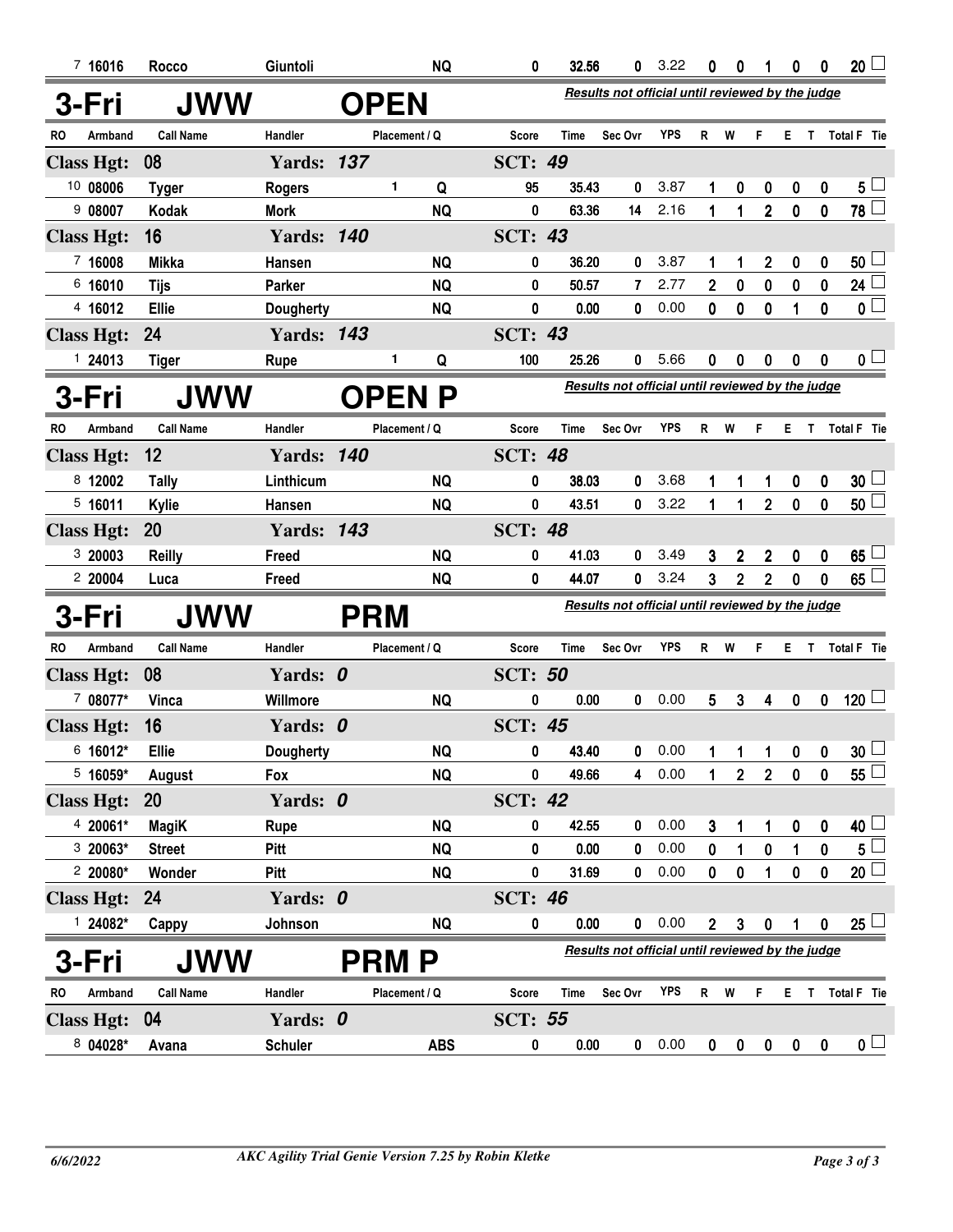| RO | Armband | Call Name | Handler | Placement / Q | Score | Time | Sec Ovr | YPS | R | W | F | E | T | Total F | Tie |
|---|---|---|---|---|---|---|---|---|---|---|---|---|---|---|---|
| 7 | 16016 | Rocco | Giuntoli | NQ | 0 | 32.56 | 0 | 3.22 | 0 | 0 | 1 | 0 | 0 | 20 | ☐ |

## 3-Fri JWW OPEN

*Results not official until reviewed by the judge*

| RO | Armband | Call Name | Handler | Placement / Q | Score | Time | Sec Ovr | YPS | R | W | F | E | T | Total F | Tie |
|---|---|---|---|---|---|---|---|---|---|---|---|---|---|---|---|
| **Class Hgt: 08** | | | **Yards: 137** | | **SCT: 49** | | | | | | | | | | |
| 10 | 08006 | Tyger | Rogers | 1 Q | 95 | 35.43 | 0 | 3.87 | 1 | 0 | 0 | 0 | 0 | 5 | ☐ |
| 9 | 08007 | Kodak | Mork | NQ | 0 | 63.36 | 14 | 2.16 | 1 | 1 | 2 | 0 | 0 | 78 | ☐ |
| **Class Hgt: 16** | | | **Yards: 140** | | **SCT: 43** | | | | | | | | | | |
| 7 | 16008 | Mikka | Hansen | NQ | 0 | 36.20 | 0 | 3.87 | 1 | 1 | 2 | 0 | 0 | 50 | ☐ |
| 6 | 16010 | Tijs | Parker | NQ | 0 | 50.57 | 7 | 2.77 | 2 | 0 | 0 | 0 | 0 | 24 | ☐ |
| 4 | 16012 | Ellie | Dougherty | NQ | 0 | 0.00 | 0 | 0.00 | 0 | 0 | 0 | 1 | 0 | 0 | ☐ |
| **Class Hgt: 24** | | | **Yards: 143** | | **SCT: 43** | | | | | | | | | | |
| 1 | 24013 | Tiger | Rupe | 1 Q | 100 | 25.26 | 0 | 5.66 | 0 | 0 | 0 | 0 | 0 | 0 | ☐ |

## 3-Fri JWW OPEN P

*Results not official until reviewed by the judge*

| RO | Armband | Call Name | Handler | Placement / Q | Score | Time | Sec Ovr | YPS | R | W | F | E | T | Total F | Tie |
|---|---|---|---|---|---|---|---|---|---|---|---|---|---|---|---|
| **Class Hgt: 12** | | | **Yards: 140** | | **SCT: 48** | | | | | | | | | | |
| 8 | 12002 | Tally | Linthicum | NQ | 0 | 38.03 | 0 | 3.68 | 1 | 1 | 1 | 0 | 0 | 30 | ☐ |
| 5 | 16011 | Kylie | Hansen | NQ | 0 | 43.51 | 0 | 3.22 | 1 | 1 | 2 | 0 | 0 | 50 | ☐ |
| **Class Hgt: 20** | | | **Yards: 143** | | **SCT: 48** | | | | | | | | | | |
| 3 | 20003 | Reilly | Freed | NQ | 0 | 41.03 | 0 | 3.49 | 3 | 2 | 2 | 0 | 0 | 65 | ☐ |
| 2 | 20004 | Luca | Freed | NQ | 0 | 44.07 | 0 | 3.24 | 3 | 2 | 2 | 0 | 0 | 65 | ☐ |

## 3-Fri JWW PRM

*Results not official until reviewed by the judge*

| RO | Armband | Call Name | Handler | Placement / Q | Score | Time | Sec Ovr | YPS | R | W | F | E | T | Total F | Tie |
|---|---|---|---|---|---|---|---|---|---|---|---|---|---|---|---|
| **Class Hgt: 08** | | | **Yards: 0** | | **SCT: 50** | | | | | | | | | | |
| 7 | 08077* | Vinca | Willmore | NQ | 0 | 0.00 | 0 | 0.00 | 5 | 3 | 4 | 0 | 0 | 120 | ☐ |
| **Class Hgt: 16** | | | **Yards: 0** | | **SCT: 45** | | | | | | | | | | |
| 6 | 16012* | Ellie | Dougherty | NQ | 0 | 43.40 | 0 | 0.00 | 1 | 1 | 1 | 0 | 0 | 30 | ☐ |
| 5 | 16059* | August | Fox | NQ | 0 | 49.66 | 4 | 0.00 | 1 | 2 | 2 | 0 | 0 | 55 | ☐ |
| **Class Hgt: 20** | | | **Yards: 0** | | **SCT: 42** | | | | | | | | | | |
| 4 | 20061* | MagiK | Rupe | NQ | 0 | 42.55 | 0 | 0.00 | 3 | 1 | 1 | 0 | 0 | 40 | ☐ |
| 3 | 20063* | Street | Pitt | NQ | 0 | 0.00 | 0 | 0.00 | 0 | 1 | 0 | 1 | 0 | 5 | ☐ |
| 2 | 20080* | Wonder | Pitt | NQ | 0 | 31.69 | 0 | 0.00 | 0 | 0 | 1 | 0 | 0 | 20 | ☐ |
| **Class Hgt: 24** | | | **Yards: 0** | | **SCT: 46** | | | | | | | | | | |
| 1 | 24082* | Cappy | Johnson | NQ | 0 | 0.00 | 0 | 0.00 | 2 | 3 | 0 | 1 | 0 | 25 | ☐ |

## 3-Fri JWW PRM P

*Results not official until reviewed by the judge*

| RO | Armband | Call Name | Handler | Placement / Q | Score | Time | Sec Ovr | YPS | R | W | F | E | T | Total F | Tie |
|---|---|---|---|---|---|---|---|---|---|---|---|---|---|---|---|
| **Class Hgt: 04** | | | **Yards: 0** | | **SCT: 55** | | | | | | | | | | |
| 8 | 04028* | Avana | Schuler | ABS | 0 | 0.00 | 0 | 0.00 | 0 | 0 | 0 | 0 | 0 | 0 | ☐ |

*6/6/2022* *AKC Agility Trial Genie Version 7.25 by Robin Kletke*